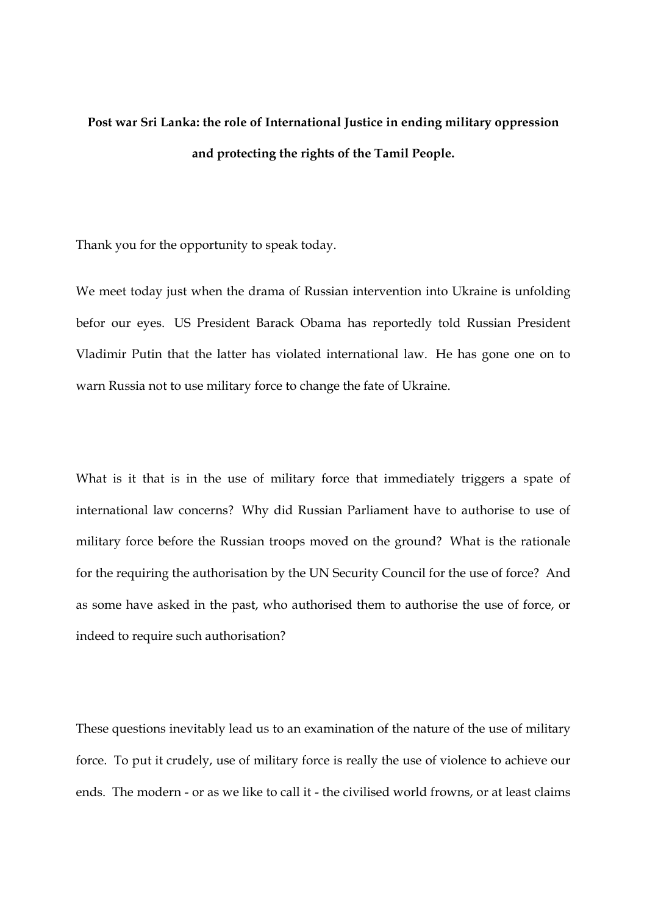**Post war Sri Lanka: the role of International Justice in ending military oppression and protecting the rights of the Tamil People.**

Thank you for the opportunity to speak today.

We meet today just when the drama of Russian intervention into Ukraine is unfolding befor our eyes. US President Barack Obama has reportedly told Russian President Vladimir Putin that the latter has violated international law. He has gone one on to warn Russia not to use military force to change the fate of Ukraine.

What is it that is in the use of military force that immediately triggers a spate of international law concerns? Why did Russian Parliament have to authorise to use of military force before the Russian troops moved on the ground? What is the rationale for the requiring the authorisation by the UN Security Council for the use of force? And as some have asked in the past, who authorised them to authorise the use of force, or indeed to require such authorisation?

These questions inevitably lead us to an examination of the nature of the use of military force. To put it crudely, use of military force is really the use of violence to achieve our ends. The modern - or as we like to call it - the civilised world frowns, or at least claims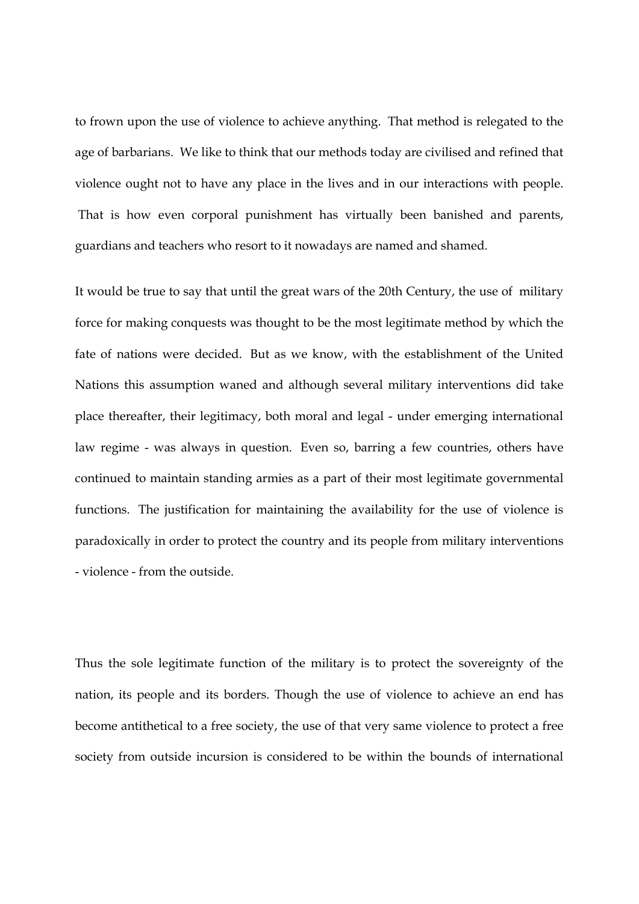to frown upon the use of violence to achieve anything. That method is relegated to the age of barbarians. We like to think that our methods today are civilised and refined that violence ought not to have any place in the lives and in our interactions with people. That is how even corporal punishment has virtually been banished and parents, guardians and teachers who resort to it nowadays are named and shamed.

It would be true to say that until the great wars of the 20th Century, the use of military force for making conquests was thought to be the most legitimate method by which the fate of nations were decided. But as we know, with the establishment of the United Nations this assumption waned and although several military interventions did take place thereafter, their legitimacy, both moral and legal - under emerging international law regime - was always in question. Even so, barring a few countries, others have continued to maintain standing armies as a part of their most legitimate governmental functions. The justification for maintaining the availability for the use of violence is paradoxically in order to protect the country and its people from military interventions - violence - from the outside.

Thus the sole legitimate function of the military is to protect the sovereignty of the nation, its people and its borders. Though the use of violence to achieve an end has become antithetical to a free society, the use of that very same violence to protect a free society from outside incursion is considered to be within the bounds of international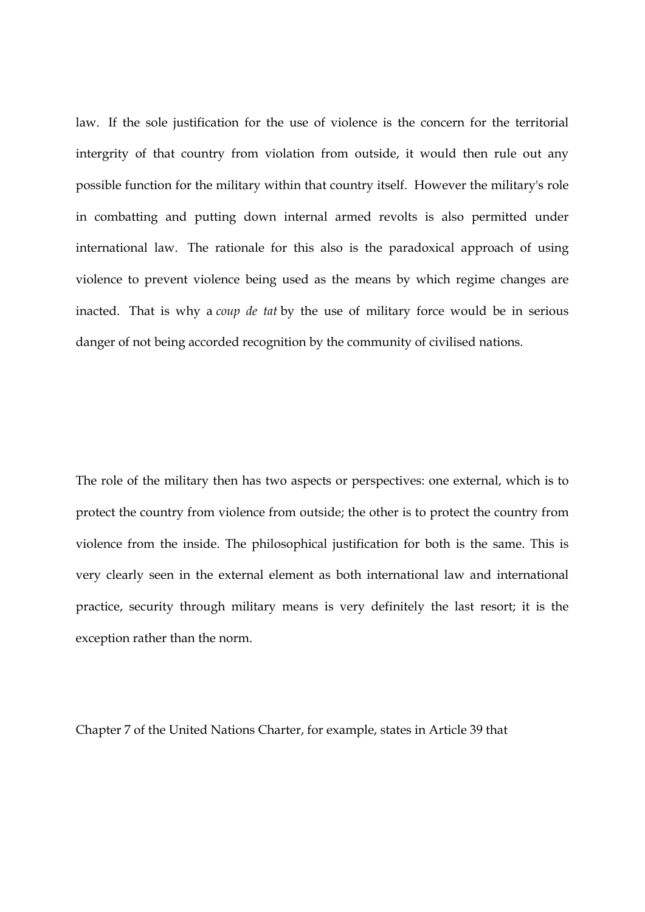law. If the sole justification for the use of violence is the concern for the territorial intergrity of that country from violation from outside, it would then rule out any possible function for the military within that country itself. However the military's role in combatting and putting down internal armed revolts is also permitted under international law. The rationale for this also is the paradoxical approach of using violence to prevent violence being used as the means by which regime changes are inacted. That is why a *coup de tat* by the use of military force would be in serious danger of not being accorded recognition by the community of civilised nations.

The role of the military then has two aspects or perspectives: one external, which is to protect the country from violence from outside; the other is to protect the country from violence from the inside. The philosophical justification for both is the same. This is very clearly seen in the external element as both international law and international practice, security through military means is very definitely the last resort; it is the exception rather than the norm.

Chapter 7 of the United Nations Charter, for example, states in Article 39 that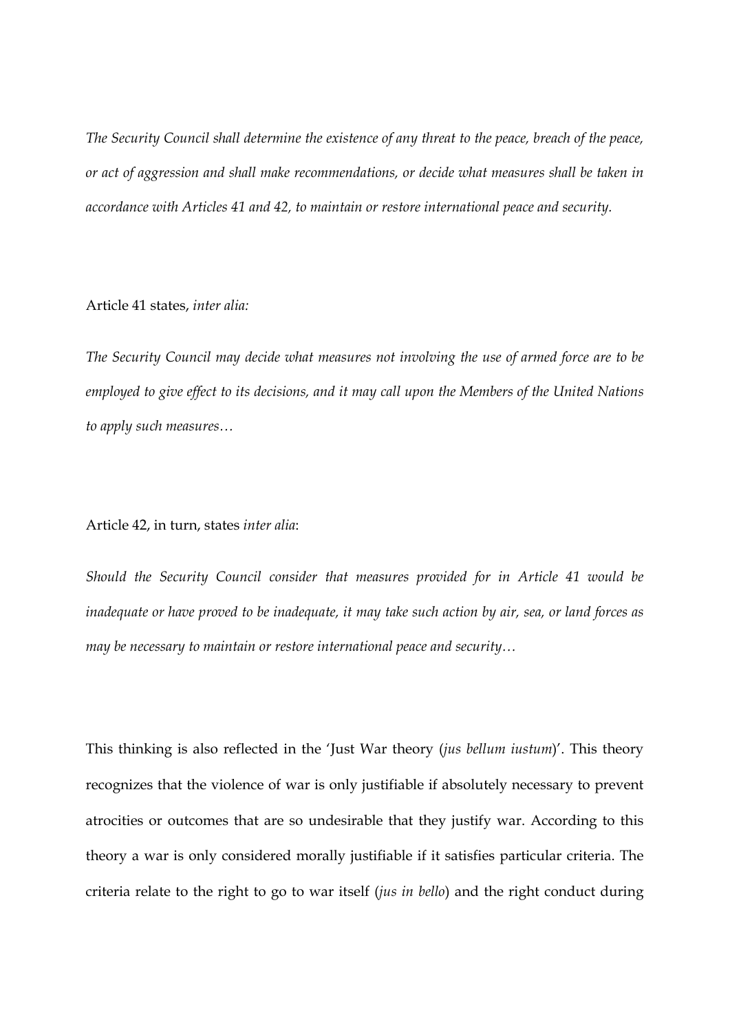*The Security Council shall determine the existence of any threat to the peace, breach of the peace, or act of aggression and shall make recommendations, or decide what measures shall be taken in accordance with Articles 41 and 42, to maintain or restore international peace and security.*

Article 41 states, *inter alia:*

*The Security Council may decide what measures not involving the use of armed force are to be employed to give effect to its decisions, and it may call upon the Members of the United Nations to apply such measures…*

Article 42, in turn, states *inter alia*:

*Should the Security Council consider that measures provided for in Article 41 would be inadequate or have proved to be inadequate, it may take such action by air, sea, or land forces as may be necessary to maintain or restore international peace and security…*

This thinking is also reflected in the 'Just War theory (*jus bellum iustum*)'. This theory recognizes that the violence of war is only justifiable if absolutely necessary to prevent atrocities or outcomes that are so undesirable that they justify war. According to this theory a war is only considered morally justifiable if it satisfies particular criteria. The criteria relate to the right to go to war itself (*jus in bello*) and the right conduct during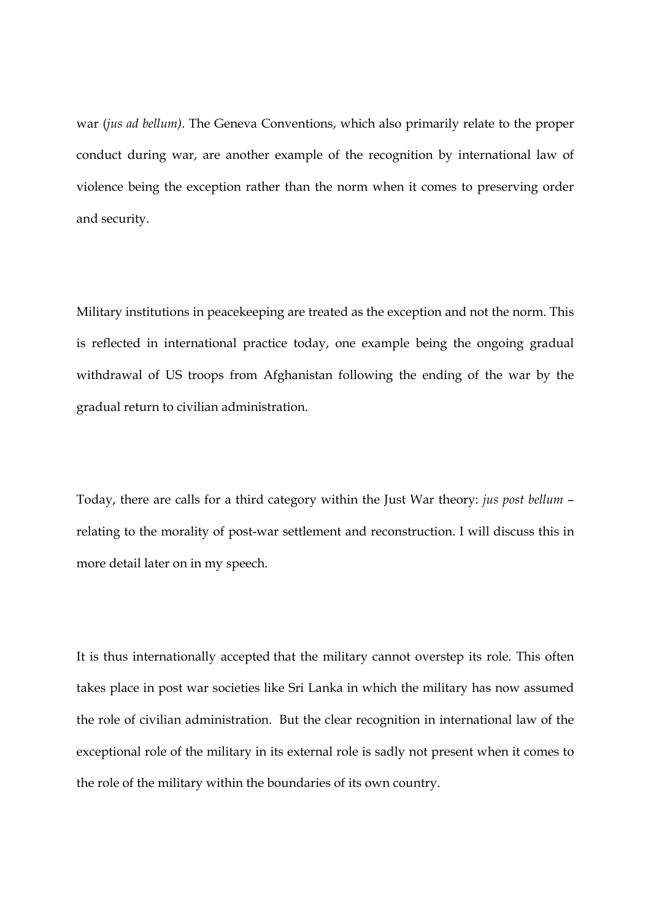war (*jus ad bellum)*. The Geneva Conventions, which also primarily relate to the proper conduct during war, are another example of the recognition by international law of violence being the exception rather than the norm when it comes to preserving order and security.

Military institutions in peacekeeping are treated as the exception and not the norm. This is reflected in international practice today, one example being the ongoing gradual withdrawal of US troops from Afghanistan following the ending of the war by the gradual return to civilian administration.

Today, there are calls for a third category within the Just War theory: *jus post bellum* – relating to the morality of post-war settlement and reconstruction. I will discuss this in more detail later on in my speech.

It is thus internationally accepted that the military cannot overstep its role. This often takes place in post war societies like Sri Lanka in which the military has now assumed the role of civilian administration. But the clear recognition in international law of the exceptional role of the military in its external role is sadly not present when it comes to the role of the military within the boundaries of its own country.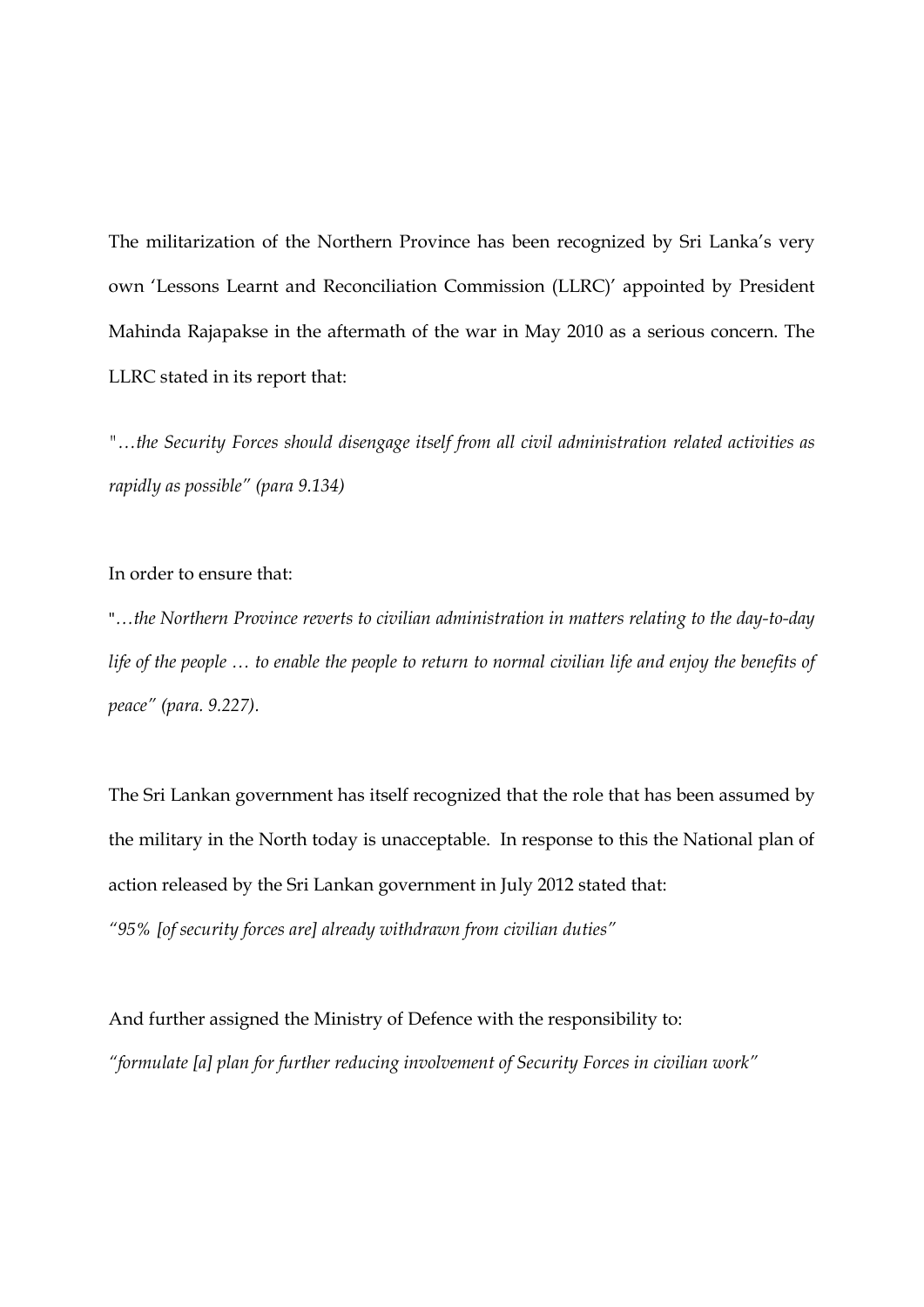The militarization of the Northern Province has been recognized by Sri Lanka's very own 'Lessons Learnt and Reconciliation Commission (LLRC)' appointed by President Mahinda Rajapakse in the aftermath of the war in May 2010 as a serious concern. The LLRC stated in its report that:

*"…the Security Forces should disengage itself from all civil administration related activities as rapidly as possible" (para 9.134)*

In order to ensure that:

"*…the Northern Province reverts to civilian administration in matters relating to the day-to-day life of the people … to enable the people to return to normal civilian life and enjoy the benefits of peace" (para. 9.227)*.

The Sri Lankan government has itself recognized that the role that has been assumed by the military in the North today is unacceptable. In response to this the National plan of action released by the Sri Lankan government in July 2012 stated that:

*"95% [of security forces are] already withdrawn from civilian duties"*

And further assigned the Ministry of Defence with the responsibility to:

*"formulate [a] plan for further reducing involvement of Security Forces in civilian work"*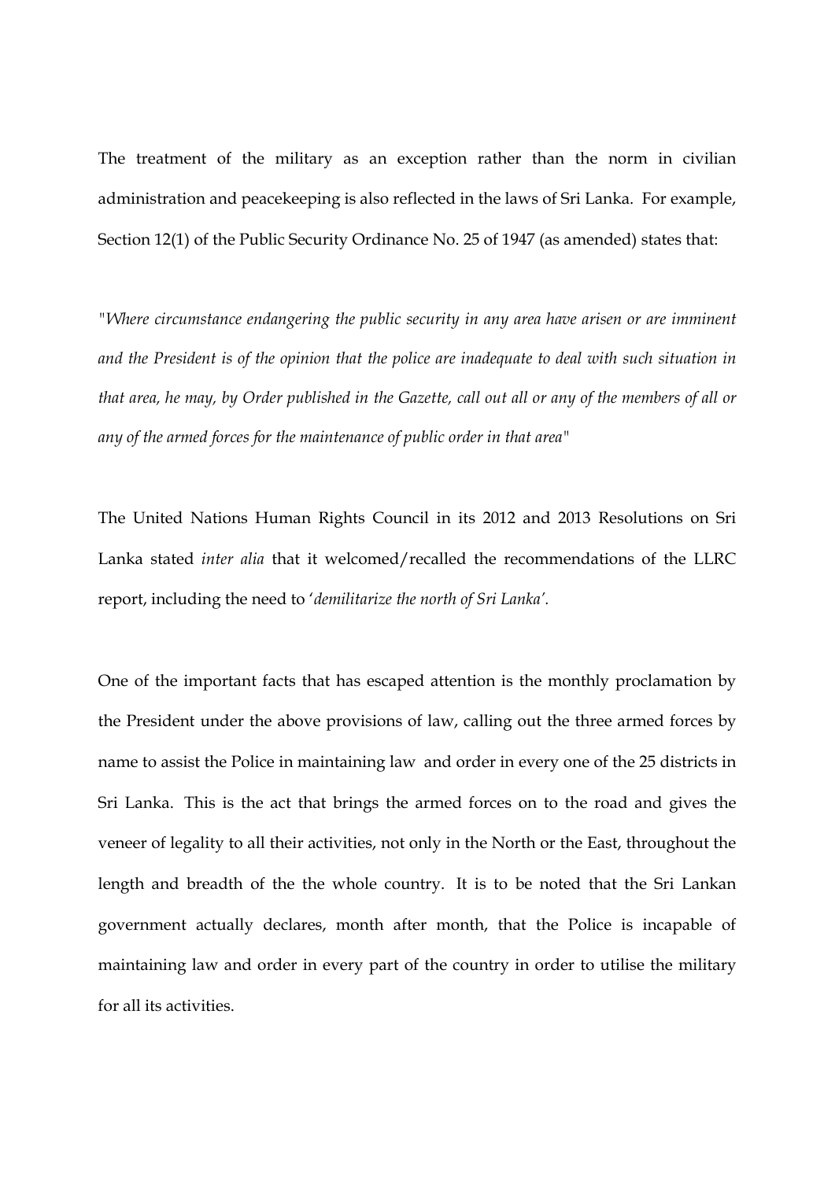The treatment of the military as an exception rather than the norm in civilian administration and peacekeeping is also reflected in the laws of Sri Lanka. For example, Section 12(1) of the Public Security Ordinance No. 25 of 1947 (as amended) states that:

*"Where circumstance endangering the public security in any area have arisen or are imminent and the President is of the opinion that the police are inadequate to deal with such situation in that area, he may, by Order published in the Gazette, call out all or any of the members of all or any of the armed forces for the maintenance of public order in that area"*

The United Nations Human Rights Council in its 2012 and 2013 Resolutions on Sri Lanka stated *inter alia* that it welcomed/recalled the recommendations of the LLRC report, including the need to '*demilitarize the north of Sri Lanka*'.

One of the important facts that has escaped attention is the monthly proclamation by the President under the above provisions of law, calling out the three armed forces by name to assist the Police in maintaining law and order in every one of the 25 districts in Sri Lanka. This is the act that brings the armed forces on to the road and gives the veneer of legality to all their activities, not only in the North or the East, throughout the length and breadth of the the whole country. It is to be noted that the Sri Lankan government actually declares, month after month, that the Police is incapable of maintaining law and order in every part of the country in order to utilise the military for all its activities.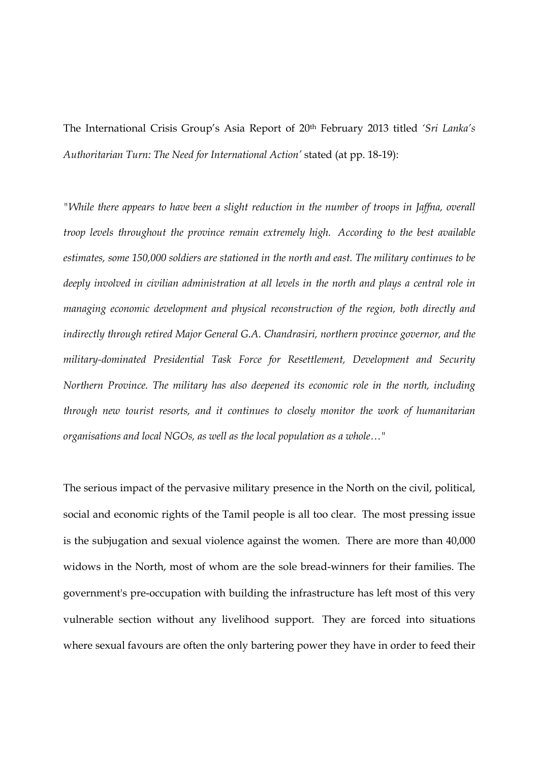The International Crisis Group's Asia Report of 20th February 2013 titled *'Sri Lanka's Authoritarian Turn: The Need for International Action'* stated (at pp. 18-19):

*"While there appears to have been a slight reduction in the number of troops in Jaffna, overall troop levels throughout the province remain extremely high. According to the best available estimates, some 150,000 soldiers are stationed in the north and east. The military continues to be deeply involved in civilian administration at all levels in the north and plays a central role in managing economic development and physical reconstruction of the region, both directly and indirectly through retired Major General G.A. Chandrasiri, northern province governor, and the military-dominated Presidential Task Force for Resettlement, Development and Security Northern Province. The military has also deepened its economic role in the north, including through new tourist resorts, and it continues to closely monitor the work of humanitarian organisations and local NGOs, as well as the local population as a whole…"*

The serious impact of the pervasive military presence in the North on the civil, political, social and economic rights of the Tamil people is all too clear. The most pressing issue is the subjugation and sexual violence against the women. There are more than 40,000 widows in the North, most of whom are the sole bread-winners for their families. The government's pre-occupation with building the infrastructure has left most of this very vulnerable section without any livelihood support. They are forced into situations where sexual favours are often the only bartering power they have in order to feed their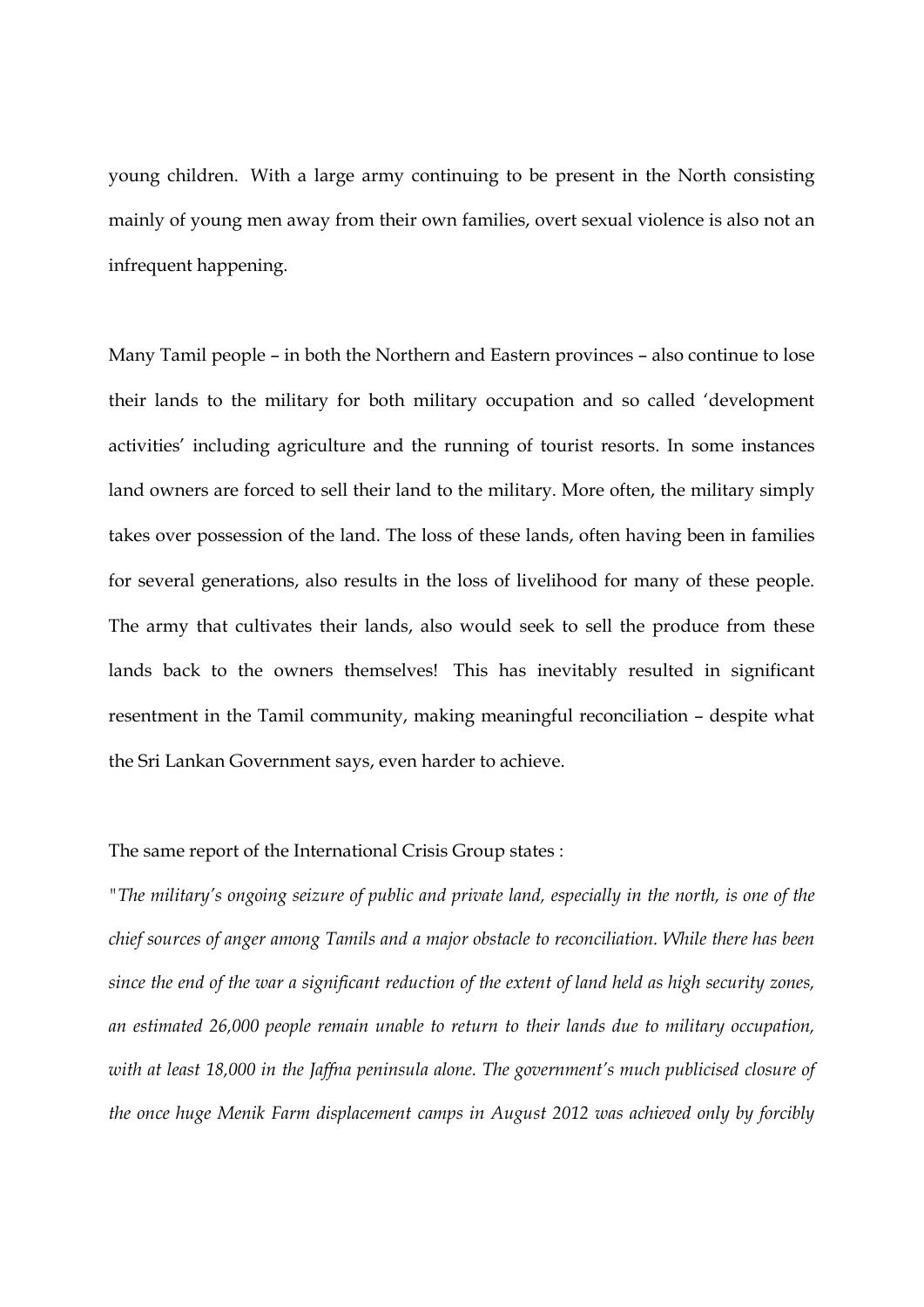young children. With a large army continuing to be present in the North consisting mainly of young men away from their own families, overt sexual violence is also not an infrequent happening.

Many Tamil people – in both the Northern and Eastern provinces – also continue to lose their lands to the military for both military occupation and so called 'development activities' including agriculture and the running of tourist resorts. In some instances land owners are forced to sell their land to the military. More often, the military simply takes over possession of the land. The loss of these lands, often having been in families for several generations, also results in the loss of livelihood for many of these people. The army that cultivates their lands, also would seek to sell the produce from these lands back to the owners themselves! This has inevitably resulted in significant resentment in the Tamil community, making meaningful reconciliation – despite what the Sri Lankan Government says, even harder to achieve.

The same report of the International Crisis Group states :

"*The military's ongoing seizure of public and private land, especially in the north, is one of the chief sources of anger among Tamils and a major obstacle to reconciliation. While there has been since the end of the war a significant reduction of the extent of land held as high security zones, an estimated 26,000 people remain unable to return to their lands due to military occupation, with at least 18,000 in the Jaffna peninsula alone. The government's much publicised closure of the once huge Menik Farm displacement camps in August 2012 was achieved only by forcibly*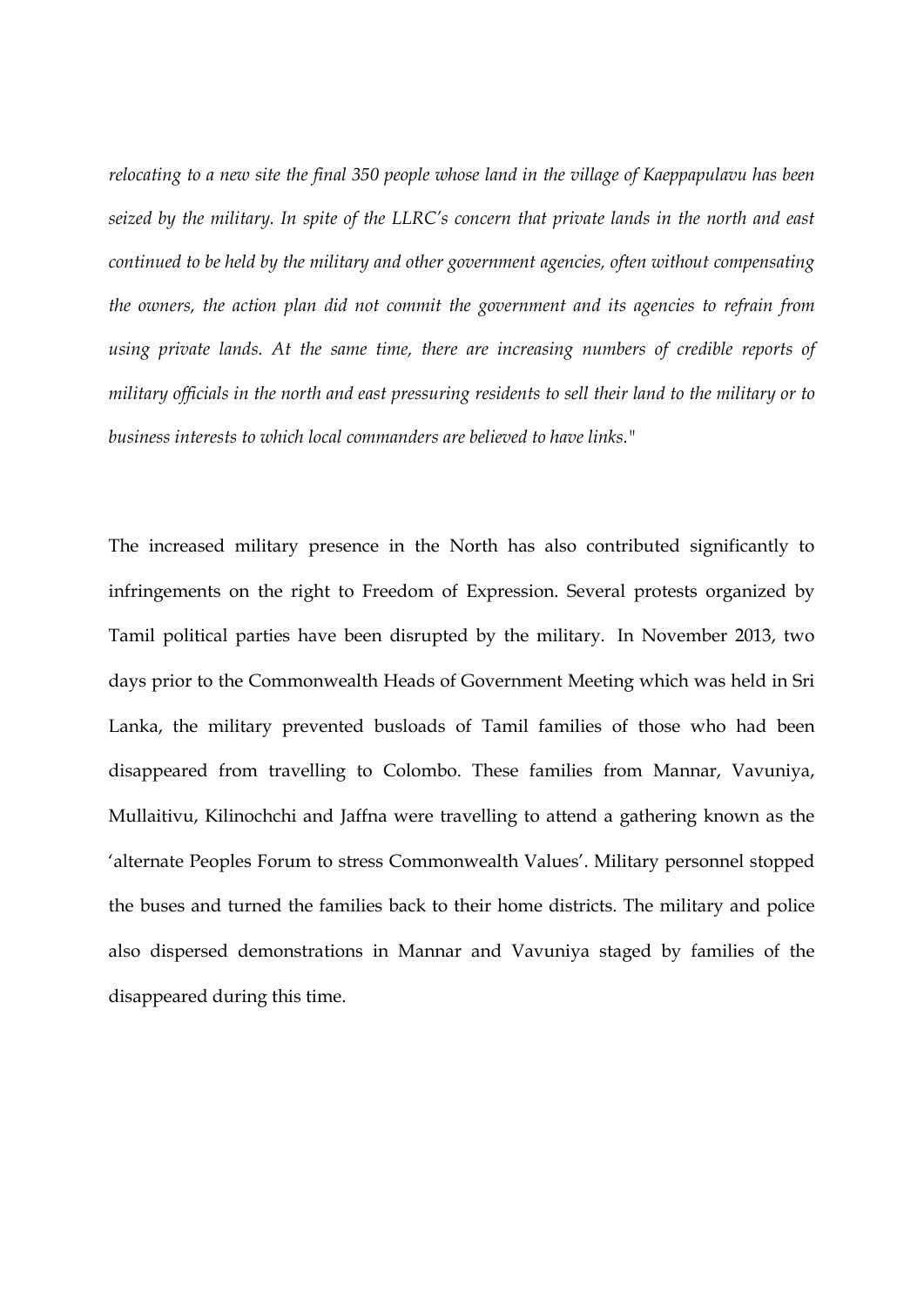*relocating to a new site the final 350 people whose land in the village of Kaeppapulavu has been seized by the military. In spite of the LLRC's concern that private lands in the north and east continued to be held by the military and other government agencies, often without compensating the owners, the action plan did not commit the government and its agencies to refrain from using private lands. At the same time, there are increasing numbers of credible reports of military officials in the north and east pressuring residents to sell their land to the military or to business interests to which local commanders are believed to have links."*

The increased military presence in the North has also contributed significantly to infringements on the right to Freedom of Expression. Several protests organized by Tamil political parties have been disrupted by the military. In November 2013, two days prior to the Commonwealth Heads of Government Meeting which was held in Sri Lanka, the military prevented busloads of Tamil families of those who had been disappeared from travelling to Colombo. These families from Mannar, Vavuniya, Mullaitivu, Kilinochchi and Jaffna were travelling to attend a gathering known as the 'alternate Peoples Forum to stress Commonwealth Values'. Military personnel stopped the buses and turned the families back to their home districts. The military and police also dispersed demonstrations in Mannar and Vavuniya staged by families of the disappeared during this time.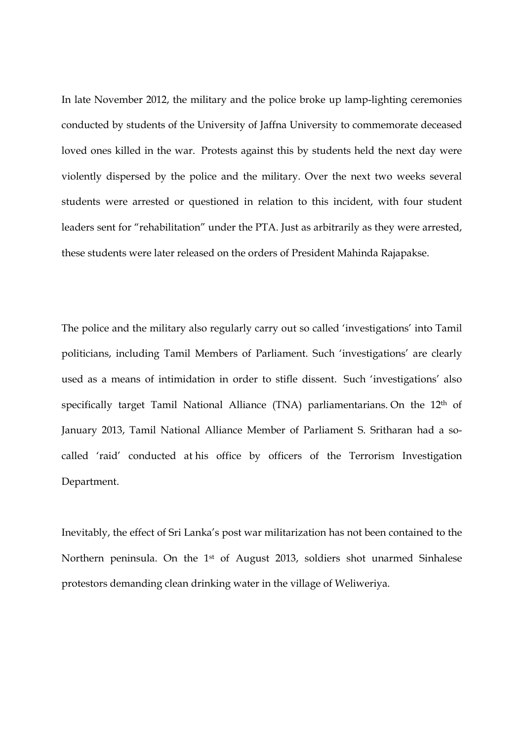In late November 2012, the military and the police broke up lamp-lighting ceremonies conducted by students of the University of Jaffna University to commemorate deceased loved ones killed in the war. Protests against this by students held the next day were violently dispersed by the police and the military. Over the next two weeks several students were arrested or questioned in relation to this incident, with four student leaders sent for "rehabilitation" under the PTA. Just as arbitrarily as they were arrested, these students were later released on the orders of President Mahinda Rajapakse.

The police and the military also regularly carry out so called 'investigations' into Tamil politicians, including Tamil Members of Parliament. Such 'investigations' are clearly used as a means of intimidation in order to stifle dissent. Such 'investigations' also specifically target Tamil National Alliance (TNA) parliamentarians. On the 12th of January 2013, Tamil National Alliance Member of Parliament S. Sritharan had a so-called 'raid' conducted at his office by officers of the Terrorism Investigation Department.

Inevitably, the effect of Sri Lanka's post war militarization has not been contained to the Northern peninsula. On the 1st of August 2013, soldiers shot unarmed Sinhalese protestors demanding clean drinking water in the village of Weliweriya.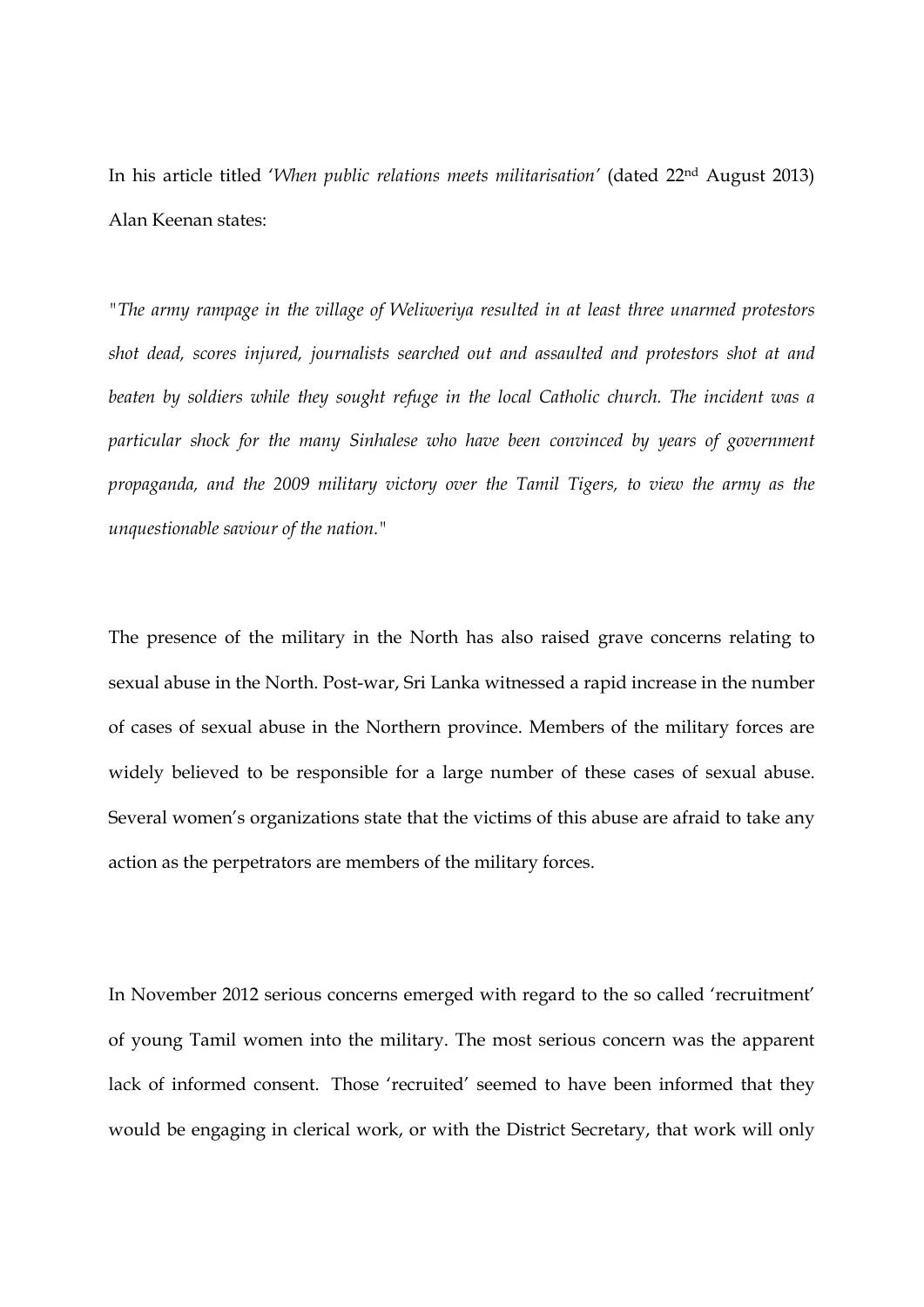In his article titled '*When public relations meets militarisation*' (dated 22nd August 2013) Alan Keenan states:

"*The army rampage in the village of Weliweriya resulted in at least three unarmed protestors shot dead, scores injured, journalists searched out and assaulted and protestors shot at and beaten by soldiers while they sought refuge in the local Catholic church. The incident was a particular shock for the many Sinhalese who have been convinced by years of government propaganda, and the 2009 military victory over the Tamil Tigers, to view the army as the unquestionable saviour of the nation.*"

The presence of the military in the North has also raised grave concerns relating to sexual abuse in the North. Post-war, Sri Lanka witnessed a rapid increase in the number of cases of sexual abuse in the Northern province. Members of the military forces are widely believed to be responsible for a large number of these cases of sexual abuse. Several women's organizations state that the victims of this abuse are afraid to take any action as the perpetrators are members of the military forces.

In November 2012 serious concerns emerged with regard to the so called 'recruitment' of young Tamil women into the military. The most serious concern was the apparent lack of informed consent. Those 'recruited' seemed to have been informed that they would be engaging in clerical work, or with the District Secretary, that work will only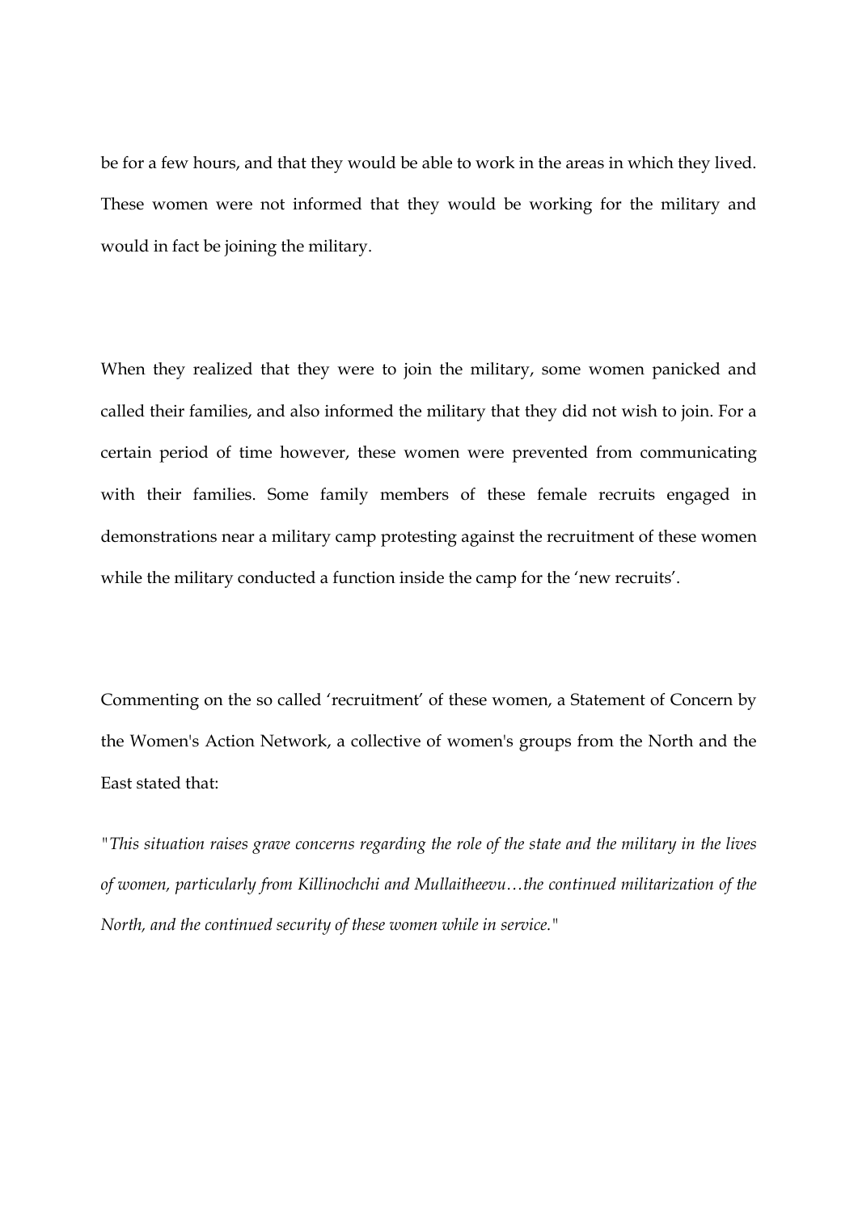be for a few hours, and that they would be able to work in the areas in which they lived. These women were not informed that they would be working for the military and would in fact be joining the military.

When they realized that they were to join the military, some women panicked and called their families, and also informed the military that they did not wish to join. For a certain period of time however, these women were prevented from communicating with their families. Some family members of these female recruits engaged in demonstrations near a military camp protesting against the recruitment of these women while the military conducted a function inside the camp for the 'new recruits'.

Commenting on the so called 'recruitment' of these women, a Statement of Concern by the Women's Action Network, a collective of women's groups from the North and the East stated that:

*"This situation raises grave concerns regarding the role of the state and the military in the lives of women, particularly from Killinochchi and Mullaitheevu…the continued militarization of the North, and the continued security of these women while in service."*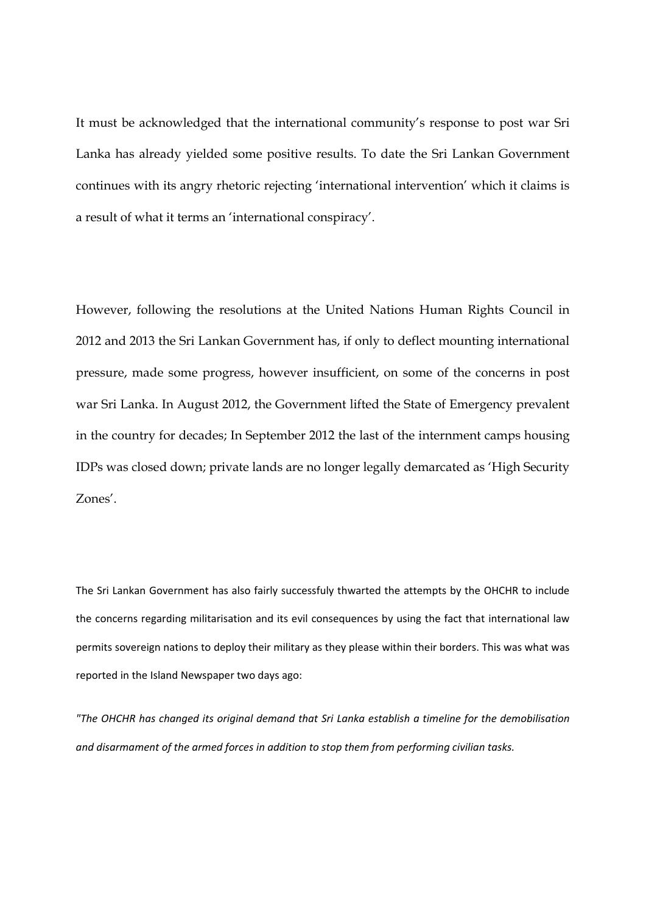It must be acknowledged that the international community's response to post war Sri Lanka has already yielded some positive results. To date the Sri Lankan Government continues with its angry rhetoric rejecting 'international intervention' which it claims is a result of what it terms an 'international conspiracy'.

However, following the resolutions at the United Nations Human Rights Council in 2012 and 2013 the Sri Lankan Government has, if only to deflect mounting international pressure, made some progress, however insufficient, on some of the concerns in post war Sri Lanka. In August 2012, the Government lifted the State of Emergency prevalent in the country for decades; In September 2012 the last of the internment camps housing IDPs was closed down; private lands are no longer legally demarcated as 'High Security Zones'.

The Sri Lankan Government has also fairly successfuly thwarted the attempts by the OHCHR to include the concerns regarding militarisation and its evil consequences by using the fact that international law permits sovereign nations to deploy their military as they please within their borders. This was what was reported in the Island Newspaper two days ago:

*"The OHCHR has changed its original demand that Sri Lanka establish a timeline for the demobilisation and disarmament of the armed forces in addition to stop them from performing civilian tasks.*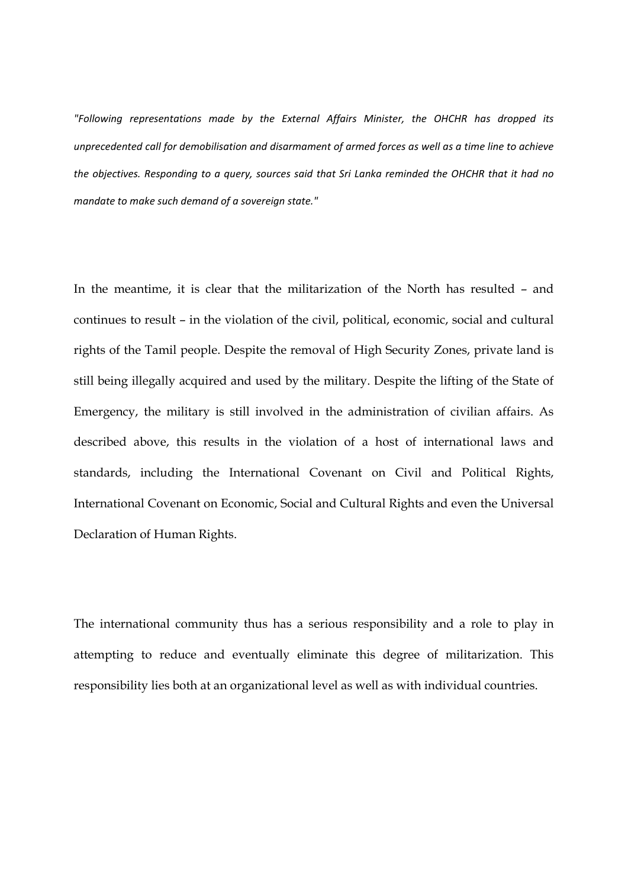*"Following representations made by the External Affairs Minister, the OHCHR has dropped its unprecedented call for demobilisation and disarmament of armed forces as well as a time line to achieve the objectives. Responding to a query, sources said that Sri Lanka reminded the OHCHR that it had no mandate to make such demand of a sovereign state."*

In the meantime, it is clear that the militarization of the North has resulted – and continues to result – in the violation of the civil, political, economic, social and cultural rights of the Tamil people. Despite the removal of High Security Zones, private land is still being illegally acquired and used by the military. Despite the lifting of the State of Emergency, the military is still involved in the administration of civilian affairs. As described above, this results in the violation of a host of international laws and standards, including the International Covenant on Civil and Political Rights, International Covenant on Economic, Social and Cultural Rights and even the Universal Declaration of Human Rights.

The international community thus has a serious responsibility and a role to play in attempting to reduce and eventually eliminate this degree of militarization. This responsibility lies both at an organizational level as well as with individual countries.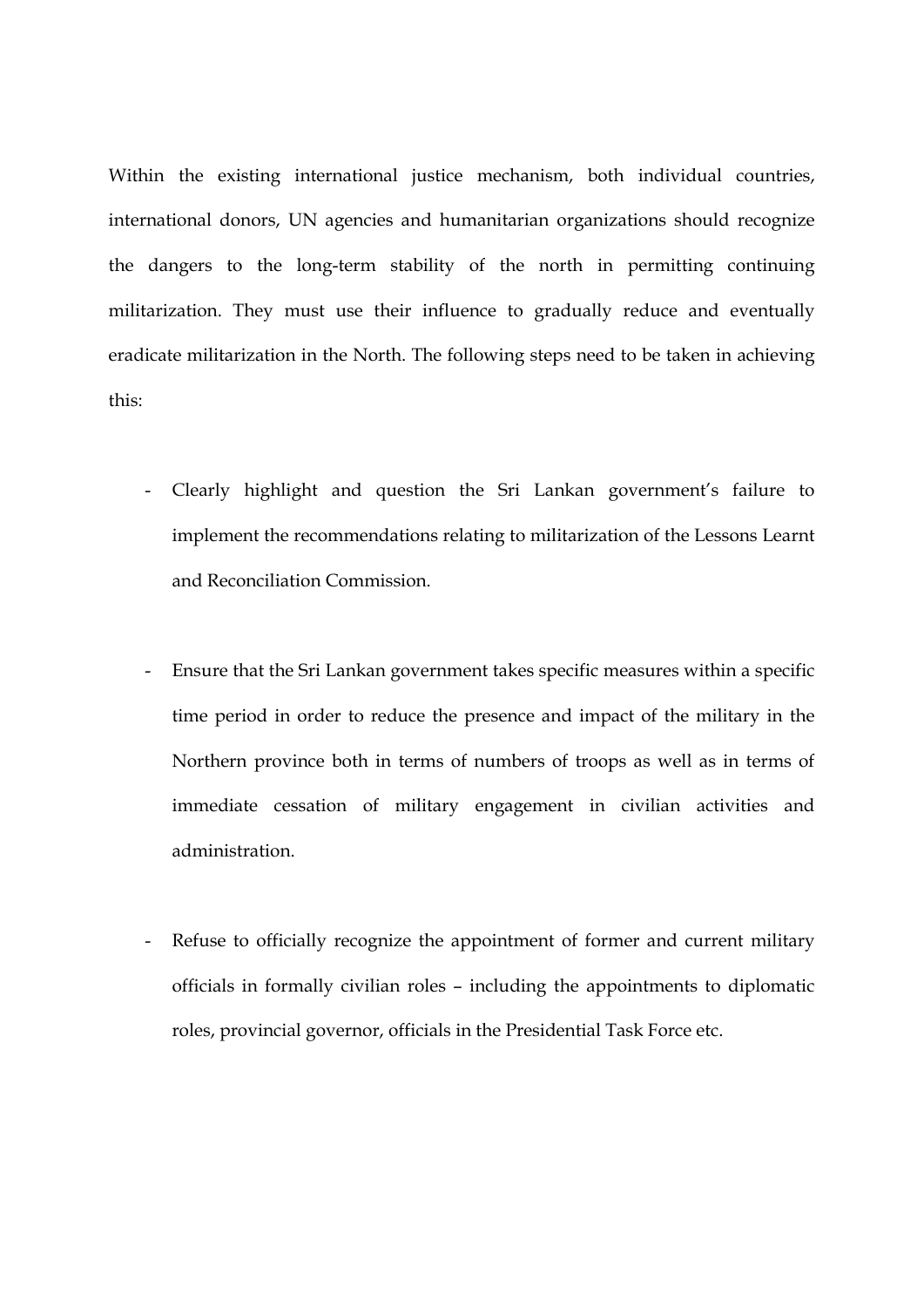Within the existing international justice mechanism, both individual countries, international donors, UN agencies and humanitarian organizations should recognize the dangers to the long-term stability of the north in permitting continuing militarization. They must use their influence to gradually reduce and eventually eradicate militarization in the North. The following steps need to be taken in achieving this:

- Clearly highlight and question the Sri Lankan government's failure to implement the recommendations relating to militarization of the Lessons Learnt and Reconciliation Commission.

- Ensure that the Sri Lankan government takes specific measures within a specific time period in order to reduce the presence and impact of the military in the Northern province both in terms of numbers of troops as well as in terms of immediate cessation of military engagement in civilian activities and administration.

- Refuse to officially recognize the appointment of former and current military officials in formally civilian roles – including the appointments to diplomatic roles, provincial governor, officials in the Presidential Task Force etc.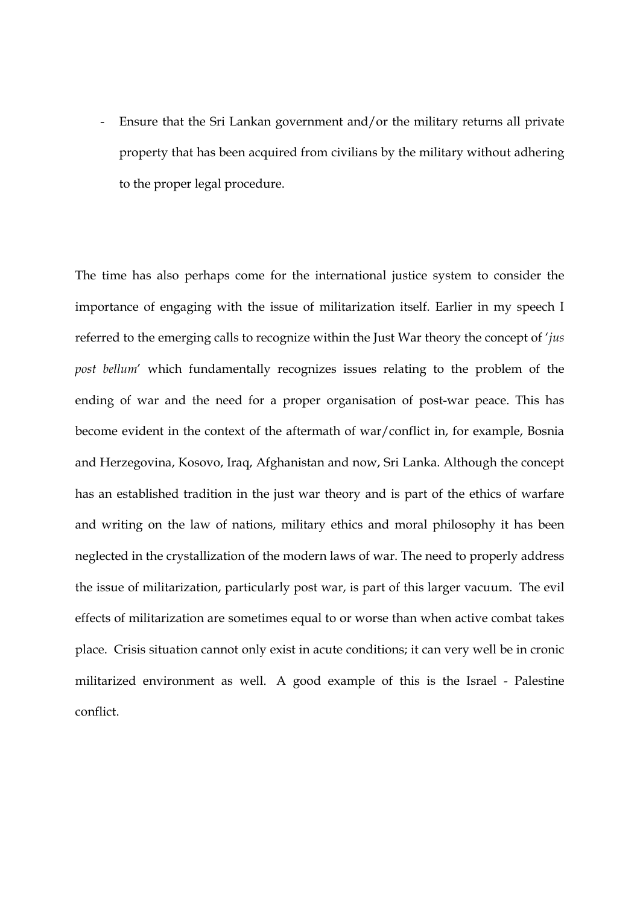- Ensure that the Sri Lankan government and/or the military returns all private property that has been acquired from civilians by the military without adhering to the proper legal procedure.

The time has also perhaps come for the international justice system to consider the importance of engaging with the issue of militarization itself. Earlier in my speech I referred to the emerging calls to recognize within the Just War theory the concept of '*jus post bellum*' which fundamentally recognizes issues relating to the problem of the ending of war and the need for a proper organisation of post-war peace. This has become evident in the context of the aftermath of war/conflict in, for example, Bosnia and Herzegovina, Kosovo, Iraq, Afghanistan and now, Sri Lanka. Although the concept has an established tradition in the just war theory and is part of the ethics of warfare and writing on the law of nations, military ethics and moral philosophy it has been neglected in the crystallization of the modern laws of war. The need to properly address the issue of militarization, particularly post war, is part of this larger vacuum. The evil effects of militarization are sometimes equal to or worse than when active combat takes place. Crisis situation cannot only exist in acute conditions; it can very well be in cronic militarized environment as well. A good example of this is the Israel - Palestine conflict.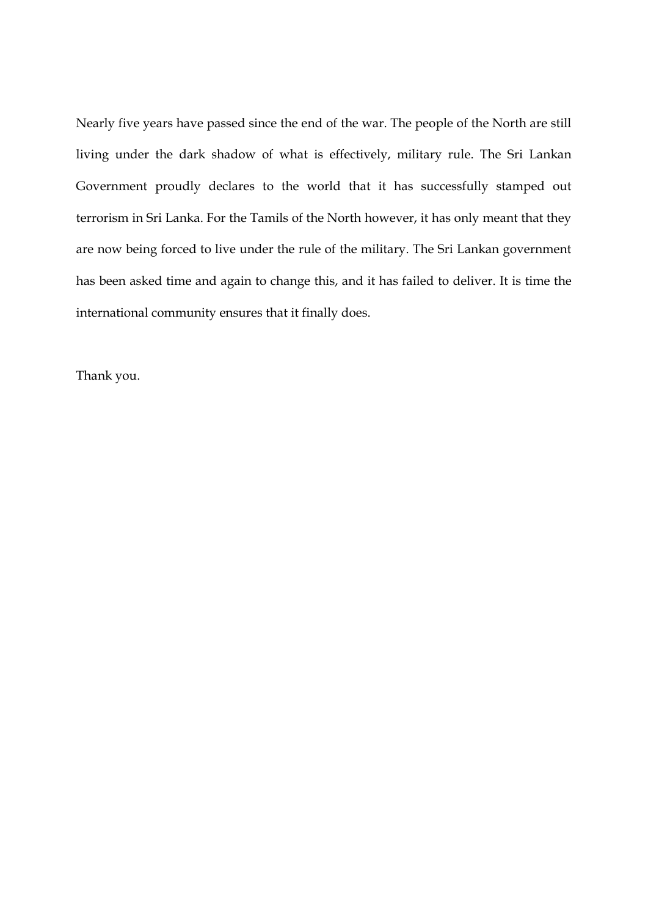Nearly five years have passed since the end of the war. The people of the North are still living under the dark shadow of what is effectively, military rule. The Sri Lankan Government proudly declares to the world that it has successfully stamped out terrorism in Sri Lanka. For the Tamils of the North however, it has only meant that they are now being forced to live under the rule of the military. The Sri Lankan government has been asked time and again to change this, and it has failed to deliver. It is time the international community ensures that it finally does.

Thank you.